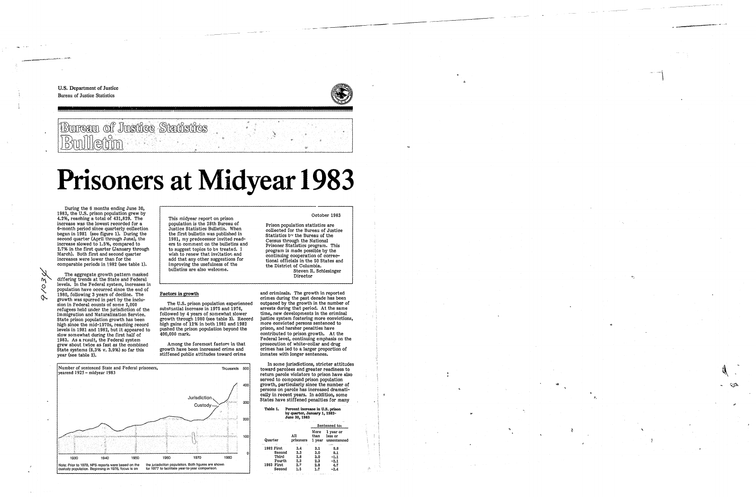U.S. Department of Justice
Bureau of Justice Statistics

# Bureau of Justice Statistics Bulletin

# Prisoners at Midyear 1983

October 1983

This midyear report on prison population is the 28th Bureau of Justice Statistics Bulletin. When the first bulletin was published in 1981, my predecessor invited readers to comment on the bulletins and to suggest topics to be treated. I wish to renew that invitation and add that any other suggestions for improving the usefulness of the bulletins are also welcome.

Prison population statistics are collected for the Bureau of Justice Statistics by the Bureau of the Census through the National Prisoner Statistics program. This program is made possible by the continuing cooperation of correctional officials in the 50 States and the District of Columbia.

Steven R. Schlesinger
Director

During the 6 months ending June 30, 1983, the U.S. prison population grew by 4.2%, reaching a total of 431,829. The increase was the lowest recorded for a 6-month period since quarterly collection began in 1981 (see figure 1). During the second quarter (April through June), the increase slowed to 1.5%, compared to 2.7% in the first quarter (January through March). Both first and second quarter increases were lower than for the comparable periods in 1982 (see table 1).

The aggregate growth pattern masked differing trends at the State and Federal levels. In the Federal system, increases in population have occurred since the end of 1980, following 3 years of decline. The growth was spurred in part by the inclusion in Federal counts of some 2,000 refugees held under the jurisdiction of the Immigration and Naturalization Service. State prison population growth has been high since the mid-1970s, reaching record levels in 1981 and 1982, but it appeared to slow somewhat during the first half of 1983. As a result, the Federal system grew about twice as fast as the combined State systems (8.3% v. 3.9%) so far this year (see table 2).

Number of sentenced State and Federal prisoners, yearend 1925 – midyear 1983

Note: Prior to 1978, NPS reports were based on the custody population. Beginning in 1978, focus is on the jurisdiction population. Both figures are shown for 1977 to facilitate year-to-year comparison.

## Factors in growth

The U.S. prison population experienced substantial increase in 1975 and 1976, followed by 4 years of somewhat slower growth through 1980 (see table 3). Record high gains of 12% in both 1981 and 1982 pushed the prison population beyond the 400,000 mark.

Among the foremost factors in that growth have been increased crime and stiffened public attitudes toward crime and criminals. The growth in reported crimes during the past decade has been outpaced by the growth in the number of arrests during that period. At the same time, new developments in the criminal justice system fostering more convictions, more convicted persons sentenced to prison, and harsher penalties have contributed to prison growth. At the Federal level, continuing emphasis on the prosecution of white-collar and drug crimes has led to a larger proportion of inmates with longer sentences.

In some jurisdictions, stricter attitudes toward parolees and greater readiness to return parole violators to prison have also served to compound prison population growth, particularly since the number of persons on parole has increased dramatically in recent years. In addition, some States have stiffened penalties for many

Table 1. Percent increase in U.S. prison by quarter, January 1, 1982–June 30, 1983

| Quarter | All prisoners | Sentenced to: More than 1 year | Sentenced to: 1 year or less or unsentenced |
|---|---|---|---|
| 1982 First | 3.4 | 3.1 | 9.9 |
| Second | 3.3 | 3.0 | 8.1 |
| Third | 2.8 | 3.0 | -1.1 |
| Fourth | 2.2 | 2.3 | -2.1 |
| 1983 First | 2.7 | 2.8 | 4.7 |
| Second | 1.5 | 1.7 | -3.4 |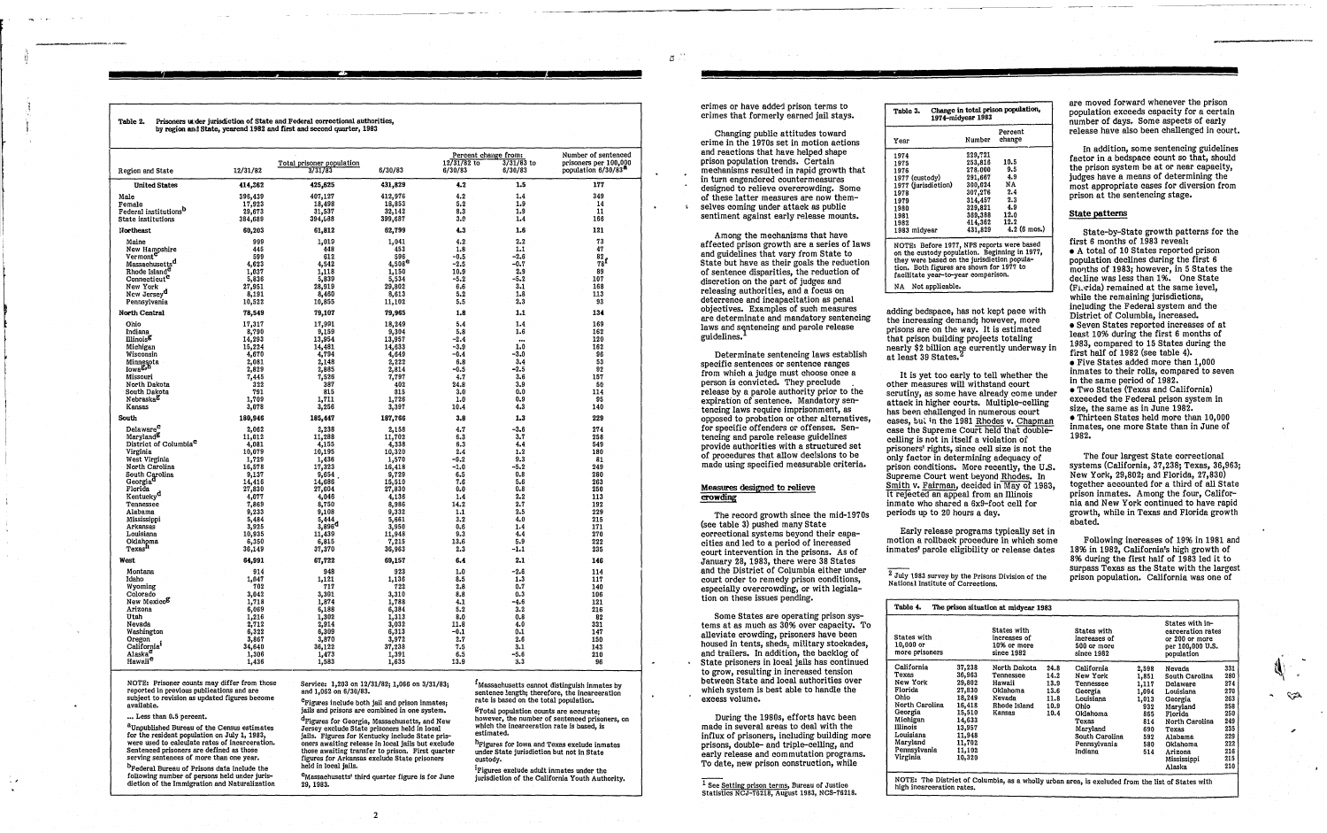Table 2. Prisoners under jurisdiction of State and Federal correctional authorities, by region and State, yearend 1982 and first and second quarter, 1983

| Region and State | Total prisoner population 12/31/82 | 3/31/83 | 6/30/83 | Percent change from: 12/31/82 to 6/30/83 | 3/31/83 to 6/30/83 | Number of sentenced prisoners per 100,000 population 6/30/83[a] |
|---|---|---|---|---|---|---|
| **United States** | **414,362** | **425,825** | **431,829** | **4.2** | **1.5** | **177** |
| Male | 396,439 | 407,127 | 412,976 | 4.2 | 1.4 | 349 |
| Female | 17,923 | 18,498 | 18,853 | 5.2 | 1.9 | 14 |
| Federal institutions[b] | 29,673 | 31,537 | 32,142 | 8.3 | 1.9 | 11 |
| State institutions | 384,689 | 394,688 | 399,687 | 3.9 | 1.4 | 166 |
| **Northeast** | **60,203** | **61,812** | **62,799** | **4.3** | **1.6** | **121** |
| Maine | 999 | 1,019 | 1,041 | 4.2 | 2.2 | 73 |
| New Hampshire | 445 | 448 | 453 | 1.8 | 1.1 | 47 |
| Vermont[c] | 599 | 612 | 596 | -0.5 | -2.6 | 82[f] |
| Massachusetts[d] | 4,623 | 4,542 | 4,508[e] | -2.5 | -0.7 | 78[f] |
| Rhode Island[c] | 1,037 | 1,118 | 1,150 | 10.9 | 2.9 | 89 |
| Connecticut[c] | 5,836 | 5,839 | 5,534 | -5.2 | -5.2 | 107 |
| New York | 27,951 | 28,919 | 29,802 | 6.6 | 3.1 | 168 |
| New Jersey[d] | 8,191 | 8,460 | 8,613 | 5.2 | 1.8 | 113 |
| Pennsylvania | 10,522 | 10,855 | 11,102 | 5.5 | 2.3 | 93 |
| **North Central** | **78,549** | **79,107** | **79,965** | **1.8** | **1.1** | **134** |
| Ohio | 17,317 | 17,991 | 18,249 | 5.4 | 1.4 | 169 |
| Indiana | 8,790 | 9,159 | 9,304 | 5.8 | 1.6 | 162 |
| Illinois[g] | 14,293 | 13,954 | 13,957 | -2.4 | ... | 120 |
| Michigan | 15,224 | 14,481 | 14,633 | -3.9 | 1.0 | 162 |
| Wisconsin | 4,670 | 4,734 | 4,649 | -0.4 | -3.0 | 96 |
| Minnesota | 2,081 | 2,148 | 2,222 | 6.8 | 3.4 | 53 |
| Iowa[g] | 2,829 | 2,885 | 2,814 | -0.5 | -2.5 | 92 |
| Missouri | 7,445 | 7,526 | 7,797 | 4.7 | 3.6 | 157 |
| North Dakota | 322 | 387 | 402 | 24.8 | 3.9 | 50 |
| South Dakota | 791 | 815 | 815 | 3.0 | 0.0 | 114 |
| Nebraska[g] | 1,709 | 1,711 | 1,726 | 1.0 | 0.9 | 95 |
| Kansas | 3,078 | 3,256 | 3,397 | 10.4 | 4.3 | 140 |
| **South** | **180,946** | **185,447** | **187,766** | **3.8** | **1.3** | **229** |
| Delaware[c] | 2,062 | 2,238 | 2,158 | 4.7 | -3.6 | 274 |
| Maryland[g] | 11,012 | 11,288 | 11,702 | 6.3 | 3.7 | 258 |
| District of Columbia[c] | 4,081 | 4,155 | 4,338 | 6.3 | 4.4 | 549 |
| Virginia | 10,079 | 10,195 | 10,320 | 2.4 | 1.2 | 180 |
| West Virginia | 1,729 | 1,436 | 1,570 | -9.2 | 9.3 | 81 |
| North Carolina | 16,578 | 17,323 | 16,418 | -1.0 | -5.2 | 249 |
| South Carolina | 9,137 | 9,654 | 9,729 | 6.5 | 0.8 | 280 |
| Georgia[d] | 14,416 | 14,686 | 15,510 | 7.6 | 5.6 | 263 |
| Florida | 27,830 | 27,604 | 27,830 | 0.0 | 0.8 | 250 |
| Kentucky[d] | 4,077 | 4,045 | 4,136 | 1.4 | 2.2 | 113 |
| Tennessee | 7,869 | 8,750 | 8,986 | 14.2 | 2.7 | 192 |
| Alabama | 9,233 | 9,108 | 9,332 | 1.1 | 2.5 | 229 |
| Mississippi | 5,484 | 5,444 | 5,661 | 3.2 | 4.0 | 215 |
| Arkansas | 3,925 | 3,896[d] | 3,950 | 0.6 | 1.4 | 171 |
| Louisiana | 10,935 | 11,439 | 11,948 | 9.3 | 4.4 | 270 |
| Oklahoma | 6,350 | 6,815 | 7,215 | 13.6 | 5.9 | 222 |
| Texas[h] | 36,149 | 37,370 | 36,963 | 2.3 | -1.1 | 235 |
| **West** | **64,991** | **67,722** | **69,157** | **6.4** | **2.1** | **146** |
| Montana | 914 | 948 | 923 | 1.0 | -2.6 | 114 |
| Idaho | 1,047 | 1,121 | 1,136 | 8.5 | 1.3 | 117 |
| Wyoming | 702 | 717 | 722 | 2.8 | 0.7 | 140 |
| Colorado | 3,042 | 3,301 | 3,310 | 8.8 | 0.3 | 106 |
| New Mexico[g] | 1,718 | 1,874 | 1,788 | 4.1 | -4.6 | 121 |
| Arizona | 6,069 | 6,188 | 6,384 | 5.2 | 3.2 | 216 |
| Utah | 1,216 | 1,302 | 1,313 | 8.0 | 0.8 | 82 |
| Nevada | 2,712 | 2,914 | 3,032 | 11.8 | 4.0 | 331 |
| Washington | 6,322 | 6,309 | 6,313 | -0.1 | 0.1 | 147 |
| Oregon | 3,867 | 3,870 | 3,972 | 2.7 | 2.6 | 150 |
| California[i] | 34,640 | 36,122 | 37,238 | 7.5 | 3.1 | 143 |
| Alaska[c] | 1,306 | 1,473 | 1,391 | 6.5 | -5.6 | 210 |
| Hawaii[c] | 1,436 | 1,583 | 1,635 | 13.9 | 3.3 | 96 |

NOTE: Prisoner counts may differ from those reported in previous publications and are subject to revision as updated figures become available.

... Less than 0.5 percent.

[a] Unpublished Bureau of the Census estimates for the resident population on July 1, 1983, were used to calculate rates of incarceration. Sentenced prisoners are defined as those serving sentences of more than one year.

[b] Federal Bureau of Prisons data include the following number of persons held under jurisdiction of the Immigration and Naturalization Service: 1,203 on 12/31/82; 1,066 on 3/31/83; and 1,062 on 6/30/83.

[c] Figures include both jail and prison inmates; jails and prisons are combined in one system.

[d] Figures for Georgia, Massachusetts, and New Jersey exclude State prisoners held in local jails. Figures for Kentucky include State prisoners awaiting release in local jails but exclude those awaiting transfer to prison. First quarter figures for Arkansas exclude State prisoners held in local jails.

[e] Massachusetts' third quarter figure is for June 29, 1983.

[f] Massachusetts cannot distinguish inmates by sentence length; therefore, the incarceration rate is based on the total population.

[g] Total population counts are accurate; however, the number of sentenced prisoners, on which the incarceration rate is based, is estimated.

[h] Figures for Iowa and Texas exclude inmates under State jurisdiction but not in State custody.

[i] Figures exclude adult inmates under the jurisdiction of the California Youth Authority.

crimes or have added prison terms to crimes that formerly earned jail stays.

Changing public attitudes toward crime in the 1970s set in motion actions and reactions that have helped shape prison population trends. Certain mechanisms resulted in rapid growth that in turn engendered countermeasures designed to relieve overcrowding. Some of these latter measures are now themselves coming under attack as public sentiment against early release mounts.

Among the mechanisms that have affected prison growth are a series of laws and guidelines that vary from State to State but have as their goals the reduction of sentence disparities, the reduction of discretion on the part of judges and releasing authorities, and a focus on deterrence and incapacitation as penal objectives. Examples of such measures are determinate and mandatory sentencing laws and sentencing and parole release guidelines.[1]

Determinate sentencing laws establish specific sentences or sentence ranges from which a judge must choose once a person is convicted. They preclude release by a parole authority prior to the expiration of sentence. Mandatory sentencing laws require imprisonment, as opposed to probation or other alternatives, for specific offenders or offenses. Sentencing and parole release guidelines provide authorities with a structured set of procedures that allow decisions to be made using specified measurable criteria.

## Measures designed to relieve crowding

The record growth since the mid-1970s (see table 3) pushed many State correctional systems beyond their capacities and led to a period of increased court intervention in the prisons. As of January 28, 1983, there were 38 States and the District of Columbia either under court order to remedy prison conditions, especially overcrowding, or with legislation on these issues pending.

Some States are operating prison systems at as much as 30% over capacity. To alleviate crowding, prisoners have been housed in tents, sheds, military stockades, and trailers. In addition, the backlog of State prisoners in local jails has continued to grow, resulting in increased tension between State and local authorities over which system is best able to handle the excess volume.

During the 1980s, efforts have been made in several areas to deal with the influx of prisoners, including building more prisons, double- and triple-celling, and early release and commutation programs. To date, new prison construction, while adding bedspace, has not kept pace with the increasing demand; however, more prisons are on the way. It is estimated that prison building projects totaling nearly $2 billion are currently underway in at least 38 States.[2]

It is yet too early to tell whether the other measures will withstand court scrutiny, as some have already come under attack in higher courts. Multiple-celling has been challenged in numerous court cases, but in the 1981 Rhodes v. Chapman case the Supreme Court held that double-celling is not in itself a violation of prisoners' rights, since cell size is not the only factor in determining adequacy of prison conditions. More recently, the U.S. Supreme Court went beyond Rhodes. In Smith v. Fairman, decided in May of 1983, it rejected an appeal from an Illinois inmate who shared a 6x9-foot cell for periods up to 20 hours a day.

Early release programs typically set in motion a rollback procedure in which some inmates' parole eligibility or release dates are moved forward whenever the prison population exceeds capacity for a certain number of days. Some aspects of early release have also been challenged in court.

In addition, some sentencing guidelines factor in a bedspace count so that, should the prison system be at or near capacity, judges have a means of determining the most appropriate cases for diversion from prison at the sentencing stage.

[1] See Setting prison terms, Bureau of Justice Statistics NCJ-76218, August 1983, NCS-76218.

[2] July 1983 survey by the Prisons Division of the National Institute of Corrections.

Table 3. Change in total prison population, 1974-midyear 1983

| Year | Number | Percent change |
|---|---|---|
| 1974 | 229,721 | |
| 1975 | 253,816 | 10.5 |
| 1976 | 278,000 | 9.5 |
| 1977 (custody) | 291,667 | 4.9 |
| 1977 (jurisdiction) | 300,024 | NA |
| 1978 | 307,276 | 2.4 |
| 1979 | 314,457 | 2.3 |
| 1980 | 329,821 | 4.9 |
| 1981 | 369,388 | 12.0 |
| 1982 | 414,362 | 12.2 |
| 1983 midyear | 431,829 | 4.2 (6 mos.) |

NOTE: Before 1977, NPS reports were based on the custody population. Beginning in 1977, they were based on the jurisdiction population. Both figures are shown for 1977 to facilitate year-to-year comparison.

NA Not applicable.

## State patterns

State-by-State growth patterns for the first 6 months of 1983 reveal:

- A total of 10 States reported prison population declines during the first 6 months of 1983; however, in 5 States the decline was less than 1%. One State (Florida) remained at the same level, while the remaining jurisdictions, including the Federal system and the District of Columbia, increased.
- Seven States reported increases of at least 10% during the first 6 months of 1983, compared to 15 States during the first half of 1982 (see table 4).
- Five States added more than 1,000 inmates to their rolls, compared to seven in the same period of 1982.
- Two States (Texas and California) exceeded the Federal prison system in size, the same as in June 1982.
- Thirteen States held more than 10,000 inmates, one more State than in June of 1982.

The four largest State correctional systems (California, 37,238; Texas, 36,963; New York, 29,802; and Florida, 27,830) together accounted for a third of all State prison inmates. Among the four, California and New York continued to have rapid growth, while in Texas and Florida growth abated.

Following increases of 19% in 1981 and 18% in 1982, California's high growth of 8% during the first half of 1983 led it to surpass Texas as the State with the largest prison population. California was one of

Table 4. The prison situation at midyear 1983

| States with 10,000 or more prisoners | | States with increases of 10% or more since 1982 | | States with increases of 500 or more since 1982 | | States with incarceration rates of 200 or more per 100,000 U.S. population | |
|---|---|---|---|---|---|---|---|
| California | 37,238 | North Dakota | 24.8 | California | 2,598 | Nevada | 331 |
| Texas | 36,963 | Tennessee | 14.2 | New York | 1,851 | South Carolina | 280 |
| New York | 29,802 | Hawaii | 13.9 | Tennessee | 1,117 | Delaware | 274 |
| Florida | 27,830 | Oklahoma | 13.6 | Georgia | 1,094 | Louisiana | 270 |
| Ohio | 18,249 | Nevada | 11.8 | Louisiana | 1,013 | Georgia | 263 |
| North Carolina | 16,418 | Rhode Island | 10.9 | Ohio | 932 | Maryland | 258 |
| Georgia | 15,510 | Kansas | 10.4 | Oklahoma | 865 | Florida | 250 |
| Michigan | 14,633 | | | Texas | 814 | North Carolina | 249 |
| Illinois | 13,957 | | | Maryland | 690 | Texas | 235 |
| Louisiana | 11,948 | | | South Carolina | 592 | Alabama | 229 |
| Maryland | 11,702 | | | Pennsylvania | 580 | Oklahoma | 222 |
| Pennsylvania | 11,102 | | | Indiana | 514 | Arizona | 216 |
| Virginia | 10,320 | | | | | Mississippi | 215 |
| | | | | | | Alaska | 210 |

NOTE: The District of Columbia, as a wholly urban area, is excluded from the list of States with high incarceration rates.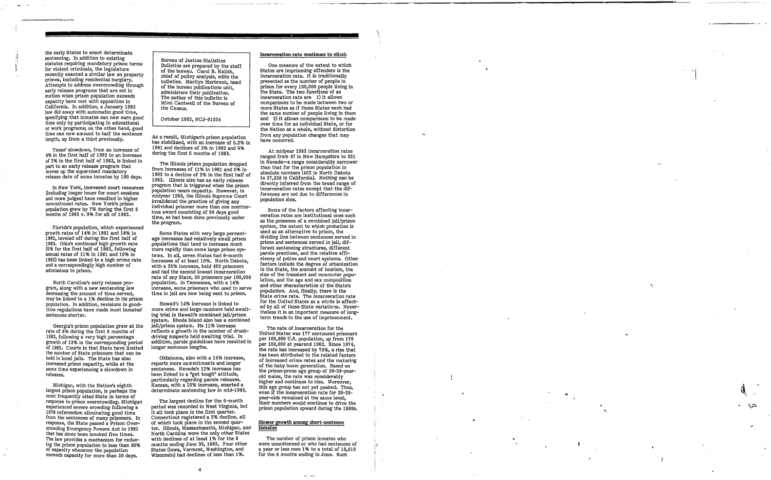the early States to enact determinate sentencing. In addition to existing statutes requiring mandatory prison terms for violent criminals, the legislature recently enacted a similar law on property crimes, including residential burglary. Attempts to address overcrowding through early release programs that are set in motion when prison population exceeds capacity have met with opposition in California. In addition, a January 1983 law did away with automatic good time, specifying that inmates can now earn good time only by participating in educational or work programs; on the other hand, good time can now amount to half the sentence length, up from a third previously.

Texas' slowdown, from an increase of 6% in the first half of 1982 to an increase of 2% in the first half of 1983, is linked in part to an early release program that moves up the supervised mandatory release date of some inmates by 180 days.

In New York, increased court resources (including longer hours for court sessions and more judges) have resulted in higher commitment rates. New York's prison population grew by 7% during the first 6 months of 1983 v. 9% for all of 1982.

Florida's population, which experienced growth rates of 14% in 1981 and 18% in 1982, leveled off during the first half of 1983. Ohio's continued high growth rate (5% for the first half of 1983, following annual rates of 11% in 1981 and 16% in 1982) has been linked to a high crime rate and a correspondingly high number of admissions to prison.

North Carolina's early release program, along with a new sentencing law decreasing the amount of time served, may be linked to a 1% decline in its prison population. In addition, revisions in good-time regulations have made most inmates' sentences shorter.

Georgia's prison population grew at the rate of 8% during the first 6 months of 1983, following a very high percentage growth of 13% in the corresponding period of 1982. Courts in that State have limited the number of State prisoners that can be held in local jails. The State has also increased prison capacity, while at the same time experiencing a slowdown in releases.

Michigan, with the Nation's eighth largest prison population, is perhaps the most frequently cited State in terms of response to prison overcrowding. Michigan experienced severe crowding following a 1978 referendum eliminating good time from the sentences of many prisoners. In response, the State passed a Prison Overcrowding Emergency Powers Act in 1981 that has since been invoked five times. The law provides a mechanism for reducing the prison population to less than 95% of capacity whenever the population exceeds capacity for more than 30 days.

> Bureau of Justice Statistics Bulletins are prepared by the staff of the bureau. Carol B. Kalish, chief of policy analysis, edits the bulletins. Marilyn Marbrook, head of the bureau publications unit, administers their publication. The author of this bulletin is Mimi Cantwell of the Bureau of the Census.
>
> October 1983, NCJ-91034

As a result, Michigan's prison population has stabilized, with an increase of 0.2% in 1981 and declines of 3% in 1982 and 4% during the first 6 months of 1983.

The Illinois prison population dropped from increases of 11% in 1981 and 5% in 1982 to a decline of 2% in the first half of 1983. Illinois also has an early release program that is triggered when the prison population nears capacity. However, in midyear 1983, the Illinois Supreme Court invalidated the practice of giving any individual prisoner more than one meritorious award consisting of 90 days good time, as had been done previously under the program.

Some States with very large percentage increases had relatively small prison populations that tend to increase much more rapidly than some large prison systems. In all, seven States had 6-month increases of at least 10%. North Dakota, with a 25% increase, held 402 prisoners and had the second lowest incarceration rate of any State, 50 prisoners per 100,000 population. In Tennessee, with a 14% increase, some prisoners who used to serve time in jail are now being sent to prison.

Hawaii's 14% increase is linked to more crime and large numbers held awaiting trial in Hawaii's combined jail/prison system. Rhode Island also has a combined jail/prison system. Its 11% increase reflects a growth in the number of drunk-driving suspects held awaiting trial. In addition, parole guidelines have resulted in longer sentence lengths.

Oklahoma, also with a 14% increase, reports more commitments and longer sentences. Nevada's 12% increase has been linked to a "get tough" attitude, particularly regarding parole releases. Kansas, with a 10% increase, enacted a determinate sentencing law in mid-1982.

The largest decline for the 6-month period was recorded in West Virginia, but it all took place in the first quarter. Connecticut registered a 5% decline, all of which took place in the second quarter. Illinois, Massachusetts, Michigan, and North Carolina were the only other States with declines of at least 1% for the 6 months ending June 30, 1983. Four other States (Iowa, Vermont, Washington, and Wisconsin) had declines of less than 1%.

## Incarceration rate continues to climb

One measure of the extent to which States are imprisoning offenders is the incarceration rate. It is traditionally presented as the number of people in prison for every 100,000 people living in the State. The two functions of an incarceration rate are 1) it allows comparisons to be made between two or more States as if those States each had the same number of people living in them and 2) it allows comparisons to be made over time for an individual State, or for the Nation as a whole, without distortion from any population changes that may have occurred.

At midyear 1983 incarceration rates ranged from 47 in New Hampshire to 331 in Nevada—a range considerably narrower than that for the prison population in absolute numbers (402 in North Dakota to 37,238 in California). Nothing can be directly inferred from the broad range of incarceration rates except that the differences are not due to differences in population size.

Some of the factors affecting incarceration rates are institutional ones such as the presence of a combined jail/prison system, the extent to which probation is used as an alternative to prison, the dividing line between sentences served in prison and sentences served in jail, different sentencing structures, different parole practices, and the relative efficiency of police and court systems. Other factors include the degree of urbanization in the State, the amount of tourism, the size of the transient and commuter population, and the age and sex composition and other characteristics of the State's population. And, finally, there is the State crime rate. The incarceration rate for the United States as a whole is affected by all of these State variations. Nevertheless it is an important measure of long-term trends in the use of imprisonment.

The rate of incarceration for the United States was 177 sentenced prisoners per 100,000 U.S. population, up from 170 per 100,000 at yearend 1982. Since 1974, the rate has increased by 70%, a rise that has been attributed to the related factors of increased crime rates and the maturing of the baby boom generation. Based on the prison-prone age group of 20-29-year-old males, the rate was considerably higher and continues to rise. Moreover, this age group has not yet peaked. Thus, even if the incarceration rate for 20-29-year-olds remained at the same level, their numbers would continue to drive the prison population upward during the 1980s.

## Slower growth among short-sentence inmates

The number of prison inmates who were unsentenced or who had sentences of a year or less rose 1% to a total of 18,619 for the 6 months ending in June. Such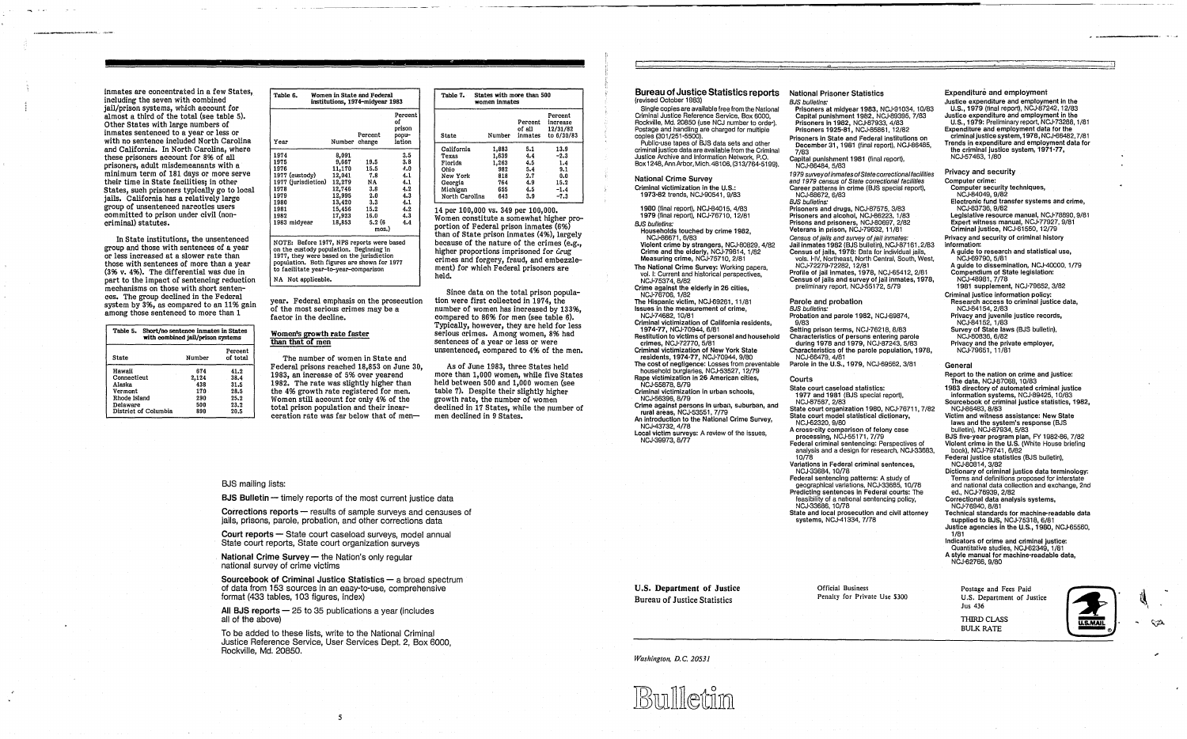inmates are concentrated in a few States, including the seven with combined jail/prison systems, which account for almost a third of the total (see table 5). Other States with large numbers of inmates sentenced to a year or less or with no sentence included North Carolina and California. In North Carolina, where these prisoners account for 8% of all prisoners, adult misdemeanants with a minimum term of 181 days or more serve their time in State facilities; in other States, such prisoners typically go to local jails. California has a relatively large group of unsentenced narcotics users committed to prison under civil (non-criminal) statutes.

In State institutions, the unsentenced group and those with sentences of a year or less increased at a slower rate than those with sentences of more than a year (3% v. 4%). The differential was due in part to the impact of sentencing reduction mechanisms on those with short sentences. The group declined in the Federal system by 3%, as compared to an 11% gain among those sentenced to more than 1 year. Federal emphasis on the prosecution of the most serious crimes may be a factor in the decline.

Table 5. Short/no sentence inmates in States with combined jail/prison systems

| State | Number | Percent of total |
|---|---|---|
| Hawaii | 674 | 41.2 |
| Connecticut | 2,124 | 38.4 |
| Alaska | 438 | 31.5 |
| Vermont | 170 | 28.5 |
| Rhode Island | 290 | 25.2 |
| Delaware | 500 | 23.2 |
| District of Columbia | 890 | 20.5 |

Table 6. Women in State and Federal institutions, 1974-midyear 1983

| Year | Number | Percent change | Percent of prison population |
|---|---|---|---|
| 1974 | 8,091 | | 3.5 |
| 1975 | 9,667 | 19.5 | 3.8 |
| 1976 | 11,170 | 15.5 | 4.0 |
| 1977 (custody) | 12,041 | 7.8 | 4.1 |
| 1977 (jurisdiction) | 12,279 | NA | 4.1 |
| 1978 | 12,746 | 3.8 | 4.2 |
| 1979 | 12,995 | 2.0 | 4.3 |
| 1980 | 13,420 | 3.3 | 4.1 |
| 1981 | 15,458 | 15.2 | 4.2 |
| 1982 | 17,923 | 16.0 | 4.3 |
| 1983 midyear | 18,853 | 5.2 (6 mos.) | 4.4 |

NOTE: Before 1977, NPS reports were based on the custody population. Beginning in 1977, they were based on the jurisdiction population. Both figures are shown for 1977 to facilitate year-to-year comparison

NA Not applicable.

## Women's growth rate faster than that of men

The number of women in State and Federal prisons reached 18,853 on June 30, 1983, an increase of 5% over yearend 1982. The rate was slightly higher than the 4% growth rate registered for men. Women still account for only 4% of the total prison population and their incarceration rate was far below that of men—14 per 100,000 vs. 349 per 100,000. Women constitute a somewhat higher proportion of Federal prison inmates (6%) than of State prison inmates (4%), largely because of the nature of the crimes (e.g., higher proportions imprisoned for drug crimes and forgery, fraud, and embezzlement) for which Federal prisoners are held.

Table 7. States with more than 500 women inmates

| State | Number | Percent of all inmates | Percent increase 12/31/82 to 6/30/83 |
|---|---|---|---|
| California | 1,883 | 5.1 | 13.9 |
| Texas | 1,639 | 4.4 | -2.3 |
| Florida | 1,263 | 4.5 | 1.4 |
| Ohio | 982 | 5.4 | 9.1 |
| New York | 818 | 2.7 | 0.0 |
| Georgia | 764 | 4.9 | 15.2 |
| Michigan | 655 | 4.5 | -1.4 |
| North Carolina | 643 | 3.9 | -7.3 |

Since data on the total prison population were first collected in 1974, the number of women has increased by 133%, compared to 86% for men (see table 6). Typically, however, they are held for less serious crimes. Among women, 8% had sentences of a year or less or were unsentenced, compared to 4% of the men.

As of June 1983, three States held more than 1,000 women, while five States held between 500 and 1,000 women (see table 7). Despite their slightly higher growth rate, the number of women declined in 17 States, while the number of men declined in 9 States.

BJS mailing lists:

**BJS Bulletin** — timely reports of the most current justice data

**Corrections reports** — results of sample surveys and censuses of jails, prisons, parole, probation, and other corrections data

**Court reports** — State court caseload surveys, model annual State court reports, State court organization surveys

**National Crime Survey** — the Nation's only regular national survey of crime victims

**Sourcebook of Criminal Justice Statistics** — a broad spectrum of data from 153 sources in an easy-to-use, comprehensive format (433 tables, 103 figures, index)

**All BJS reports** — 25 to 35 publications a year (includes all of the above)

To be added to these lists, write to the National Criminal Justice Reference Service, User Services Dept. 2, Box 6000, Rockville, Md. 20850.

## Bureau of Justice Statistics reports
(revised October 1983)

Single copies are available free from the National Criminal Justice Reference Service, Box 6000, Rockville, Md. 20850 (use NCJ number to order). Postage and handling are charged for multiple copies (301/251-5500).

Public-use tapes of BJS data sets and other criminal justice data are available from the Criminal Justice Archive and Information Network, P.O. Box 1248, Ann Arbor, Mich. 48106 (313/764-5199).

### National Crime Survey

**Criminal victimization in the U.S.:**
- 1973-82 trends, NCJ-90541, 9/83
- 1980 (final report), NCJ-84015, 4/83
- 1979 (final report), NCJ-76710, 12/81

*BJS bulletins:*
- Households touched by crime 1982, NCJ-86671, 6/83
- Violent crime by strangers, NCJ-80829, 4/82
- Crime and the elderly, NCJ-79614, 1/82
- Measuring crime, NCJ-75710, 2/81

**The National Crime Survey: Working papers,** vol. I: Current and historical perspectives, NCJ-75374, 8/82

**Crime against the elderly in 26 cities,** NCJ-76706, 1/82

**The Hispanic victim,** NCJ-69261, 11/81

**Issues in the measurement of crime,** NCJ-74682, 10/81

**Criminal victimization of California residents, 1974-77,** NCJ-70944, 6/81

**Restitution to victims of personal and household crimes,** NCJ-72770, 5/81

**Criminal victimization of New York State residents, 1974-77,** NCJ-70944, 9/80

**The cost of negligence: Losses from preventable household burglaries,** NCJ-53527, 12/79

**Rape victimization in 26 American cities,** NCJ-55878, 8/79

**Criminal victimization in urban schools,** NCJ-56396, 8/79

**Crime against persons in urban, suburban, and rural areas,** NCJ-53551, 7/79

**An introduction to the National Crime Survey,** NCJ-43732, 4/78

**Local victim surveys: A review of the issues,** NCJ-39973, 8/77

### National Prisoner Statistics

*BJS bulletins:*
- Prisoners at midyear 1983, NCJ-91034, 10/83
- Capital punishment 1982, NCJ-89395, 7/83
- Prisoners in 1982, NCJ-87933, 4/83
- Prisoners 1925-81, NCJ-85861, 12/82

**Prisoners in State and Federal institutions on December 31, 1981** (final report), NCJ-86485, 7/83

**Capital punishment 1981** (final report), NCJ-86484, 5/83

*1979 survey of inmates of State correctional facilities and 1979 census of State correctional facilities*

**Career patterns in crime** (BJS special report), NCJ-88672, 6/83

*BJS bulletins:*
- Prisoners and drugs, NCJ-87575, 3/83
- Prisoners and alcohol, NCJ-86223, 1/83
- Prisons and prisoners, NCJ-80697, 2/82
- Veterans in prison, NCJ-79632, 11/81

*Census of jails and survey of jail inmates:*
- Jail inmates 1982 (BJS bulletin), NCJ-87161, 2/83
- Census of jails, 1978: Data for individual jails, vols. I-IV, Northeast, North Central, South, West, NCJ-72279-72282, 12/81
- Profile of jail inmates, 1978, NCJ-65412, 2/81
- Census of jails and survey of jail inmates, 1978, preliminary report, NCJ-55172, 5/79

### Parole and probation

*BJS bulletins:*
- Probation and parole 1982, NCJ-89874, 9/83
- Setting prison terms, NCJ-76218, 8/83

**Characteristics of persons entering parole during 1978 and 1979,** NCJ-87243, 5/83

**Characteristics of the parole population, 1978,** NCJ-66479, 4/81

**Parole in the U.S., 1979,** NCJ-69562, 3/81

### Courts

**State court caseload statistics:**
- 1977 and 1981 (BJS special report), NCJ-87587, 2/83

**State court organization 1980,** NCJ-76711, 7/82

**State court model statistical dictionary,** NCJ-62320, 9/80

**A cross-city comparison of felony case processing,** NCJ-55171, 7/79

**Federal criminal sentencing: Perspectives of analysis and a design for research,** NCJ-33683, 10/78

**Variations in Federal criminal sentences,** NCJ-33684, 10/78

**Federal sentencing patterns: A study of geographical variations,** NCJ-33685, 10/78

**Predicting sentences in Federal courts: The feasibility of a national sentencing policy,** NCJ-33686, 10/78

**State and local prosecution and civil attorney systems,** NCJ-41334, 7/78

### Expenditure and employment

**Justice expenditure and employment in the U.S., 1979** (final report), NCJ-87242, 12/83

**Justice expenditure and employment in the U.S., 1979:** Preliminary report, NCJ-73288, 1/81

**Expenditure and employment data for the criminal justice system, 1978,** NCJ-66482, 7/81

**Trends in expenditure and employment data for the criminal justice system, 1971-77,** NCJ-57463, 1/80

### Privacy and security

**Computer crime:**
- Computer security techniques, NCJ-84049, 9/82
- Electronic fund transfer systems and crime, NCJ-83736, 9/82
- Legislative resource manual, NCJ-78890, 9/81
- Expert witness manual, NCJ-77927, 9/81
- Criminal justice, NCJ-61550, 12/79

**Privacy and security of criminal history information:**
- A guide to research and statistical use, NCJ-69790, 5/81
- A guide to dissemination, NCJ-40000, 1/79
- Compendium of State legislation: NCJ-48981, 7/78
- 1981 supplement, NCJ-79652, 3/82

**Criminal justice information policy:**
- Research access to criminal justice data, NCJ-84154, 2/83
- Privacy and juvenile justice records, NCJ-84152, 1/83
- Survey of State laws (BJS bulletin), NCJ-80836, 6/82
- Privacy and the private employer, NCJ-79651, 11/81

### General

**Report to the nation on crime and justice:** The data, NCJ-87068, 10/83

**1983 directory of automated criminal justice information systems,** NCJ-89425, 10/83

**Sourcebook of criminal justice statistics, 1982,** NCJ-86483, 8/83

**Victim and witness assistance: New State laws and the system's response** (BJS bulletin), NCJ-87934, 5/83

**BJS five-year program plan, FY 1982-86,** 7/82

**Violent crime in the U.S.** (White House briefing book), NCJ-79741, 6/82

**Federal justice statistics** (BJS bulletin), NCJ-80814, 3/82

**Dictionary of criminal justice data terminology:** Terms and definitions proposed for interstate and national data collection and exchange, 2nd ed., NCJ-76939, 2/82

**Correctional data analysis systems,** NCJ-76940, 8/81

**Technical standards for machine-readable data supplied to BJS,** NCJ-75318, 6/81

**Justice agencies in the U.S., 1980,** NCJ-65560, 1/81

**Indicators of crime and criminal justice:** Quantitative studies, NCJ-62349, 1/81

**A style manual for machine-readable data,** NCJ-62766, 9/80

**U.S. Department of Justice**
Bureau of Justice Statistics

*Washington, D.C. 20531*

Official Business
Penalty for Private Use $300

Postage and Fees Paid
U.S. Department of Justice
Jus 436

THIRD CLASS
BULK RATE

Bulletin